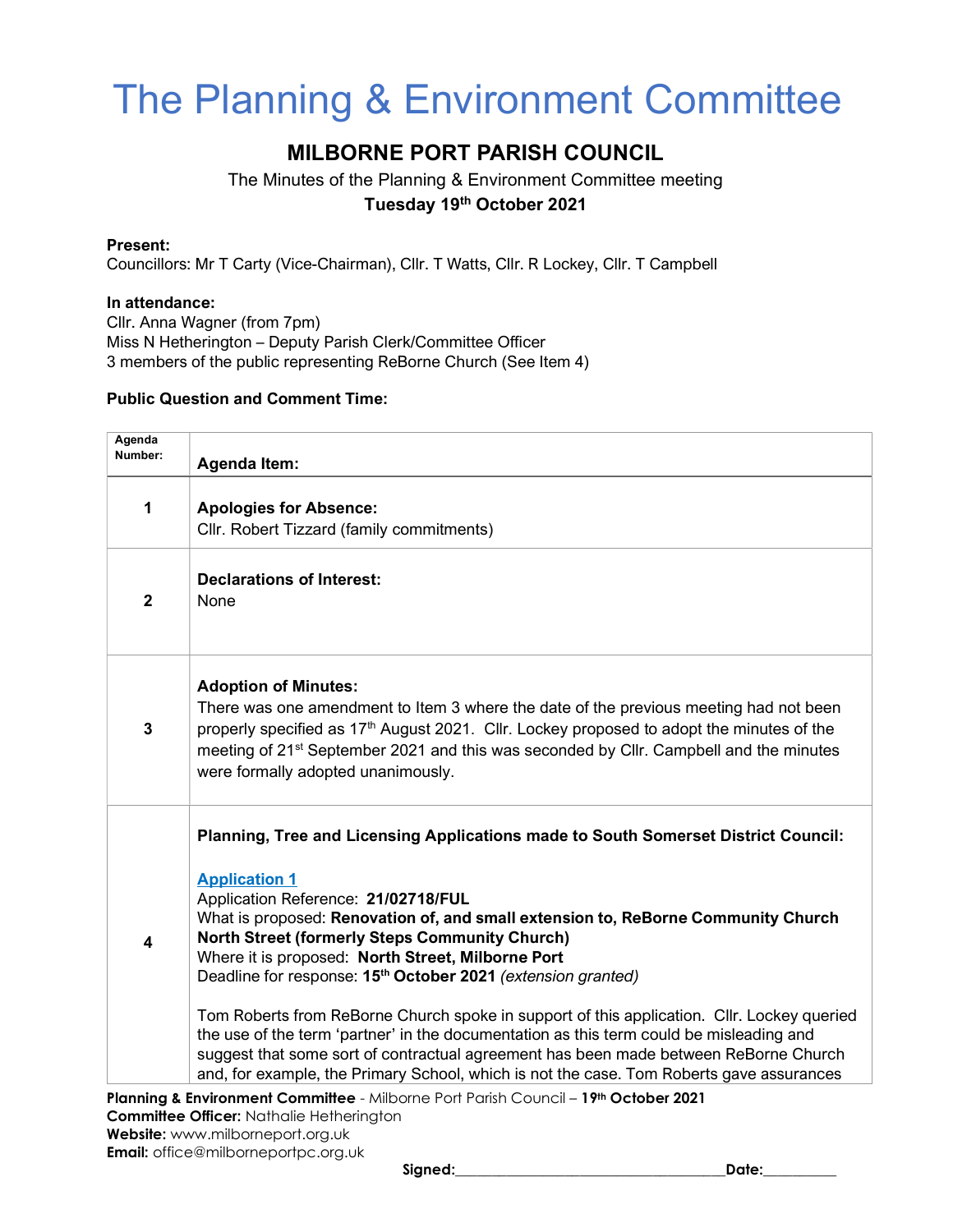# The Planning & Environment Committee

## MILBORNE PORT PARISH COUNCIL

The Minutes of the Planning & Environment Committee meeting

**Tuesday 19th October 2021**

**Present:**
Councillors: Mr T Carty (Vice-Chairman), Cllr. T Watts, Cllr. R Lockey, Cllr. T Campbell

**In attendance:**
Cllr. Anna Wagner (from 7pm)
Miss N Hetherington – Deputy Parish Clerk/Committee Officer
3 members of the public representing ReBorne Church (See Item 4)

**Public Question and Comment Time:**

| Agenda Number: | Agenda Item: |
|---|---|
| 1 | **Apologies for Absence:**<br>Cllr. Robert Tizzard (family commitments) |
| 2 | **Declarations of Interest:**<br>None |
| 3 | **Adoption of Minutes:**<br>There was one amendment to Item 3 where the date of the previous meeting had not been properly specified as 17th August 2021. Cllr. Lockey proposed to adopt the minutes of the meeting of 21st September 2021 and this was seconded by Cllr. Campbell and the minutes were formally adopted unanimously. |
| 4 | **Planning, Tree and Licensing Applications made to South Somerset District Council:**<br><br>**Application 1**<br>Application Reference: **21/02718/FUL**<br>What is proposed: **Renovation of, and small extension to, ReBorne Community Church North Street (formerly Steps Community Church)**<br>Where it is proposed: **North Street, Milborne Port**<br>Deadline for response: **15th October 2021** *(extension granted)*<br><br>Tom Roberts from ReBorne Church spoke in support of this application. Cllr. Lockey queried the use of the term 'partner' in the documentation as this term could be misleading and suggest that some sort of contractual agreement has been made between ReBorne Church and, for example, the Primary School, which is not the case. Tom Roberts gave assurances |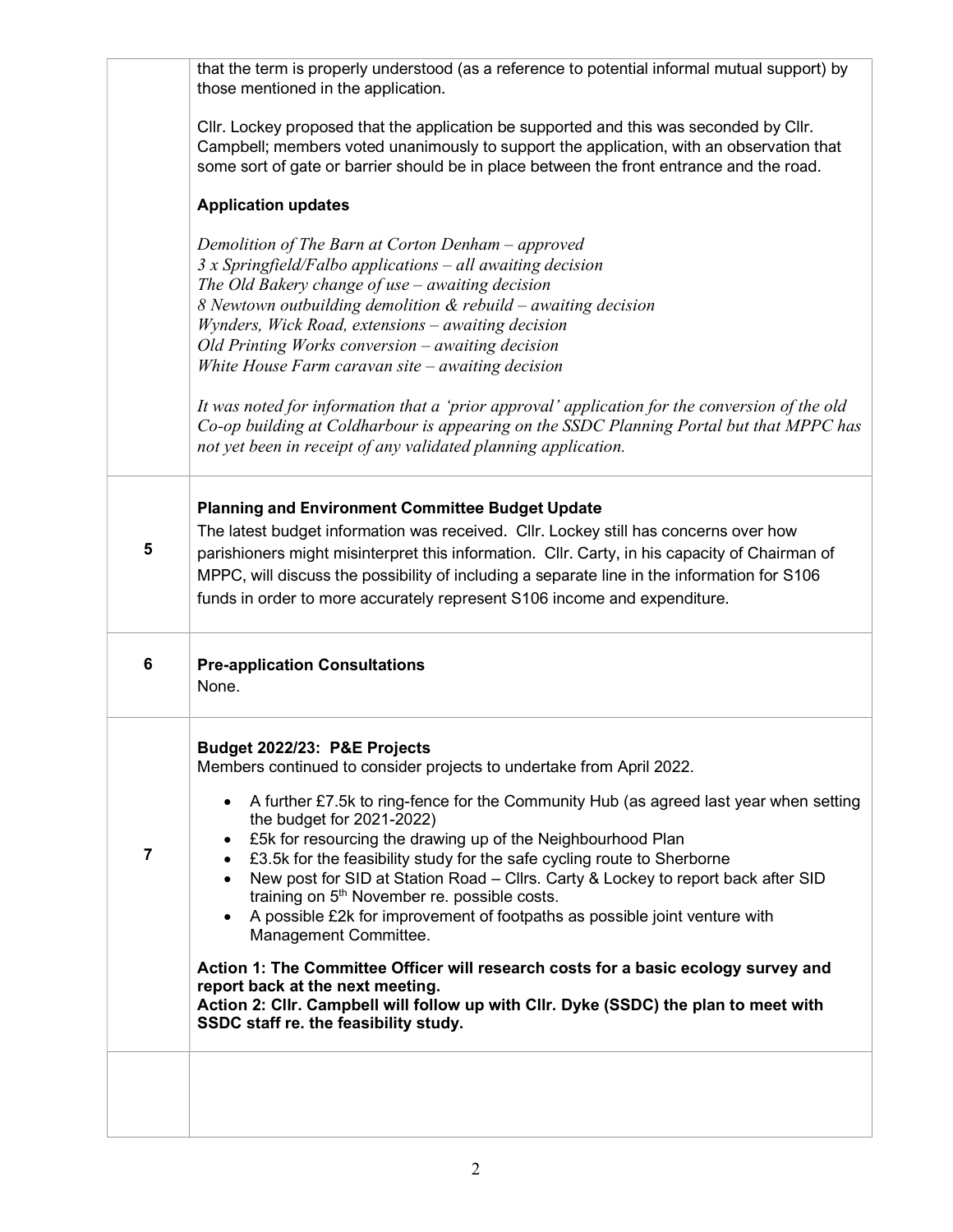|   |   |
|---|---|
|   | that the term is properly understood (as a reference to potential informal mutual support) by those mentioned in the application.<br><br>Cllr. Lockey proposed that the application be supported and this was seconded by Cllr. Campbell; members voted unanimously to support the application, with an observation that some sort of gate or barrier should be in place between the front entrance and the road.<br><br>**Application updates**<br><br>*Demolition of The Barn at Corton Denham – approved*<br>*3 x Springfield/Falbo applications – all awaiting decision*<br>*The Old Bakery change of use – awaiting decision*<br>*8 Newtown outbuilding demolition & rebuild – awaiting decision*<br>*Wynders, Wick Road, extensions – awaiting decision*<br>*Old Printing Works conversion – awaiting decision*<br>*White House Farm caravan site – awaiting decision*<br><br>*It was noted for information that a 'prior approval' application for the conversion of the old Co-op building at Coldharbour is appearing on the SSDC Planning Portal but that MPPC has not yet been in receipt of any validated planning application.* |
| 5 | **Planning and Environment Committee Budget Update**<br>The latest budget information was received. Cllr. Lockey still has concerns over how parishioners might misinterpret this information. Cllr. Carty, in his capacity of Chairman of MPPC, will discuss the possibility of including a separate line in the information for S106 funds in order to more accurately represent S106 income and expenditure. |
| 6 | **Pre-application Consultations**<br>None. |
| 7 | **Budget 2022/23: P&E Projects**<br>Members continued to consider projects to undertake from April 2022.<br><br>• A further £7.5k to ring-fence for the Community Hub (as agreed last year when setting the budget for 2021-2022)<br>• £5k for resourcing the drawing up of the Neighbourhood Plan<br>• £3.5k for the feasibility study for the safe cycling route to Sherborne<br>• New post for SID at Station Road – Cllrs. Carty & Lockey to report back after SID training on 5th November re. possible costs.<br>• A possible £2k for improvement of footpaths as possible joint venture with Management Committee.<br><br>**Action 1: The Committee Officer will research costs for a basic ecology survey and report back at the next meeting.**<br>**Action 2: Cllr. Campbell will follow up with Cllr. Dyke (SSDC) the plan to meet with SSDC staff re. the feasibility study.** |
|   |   |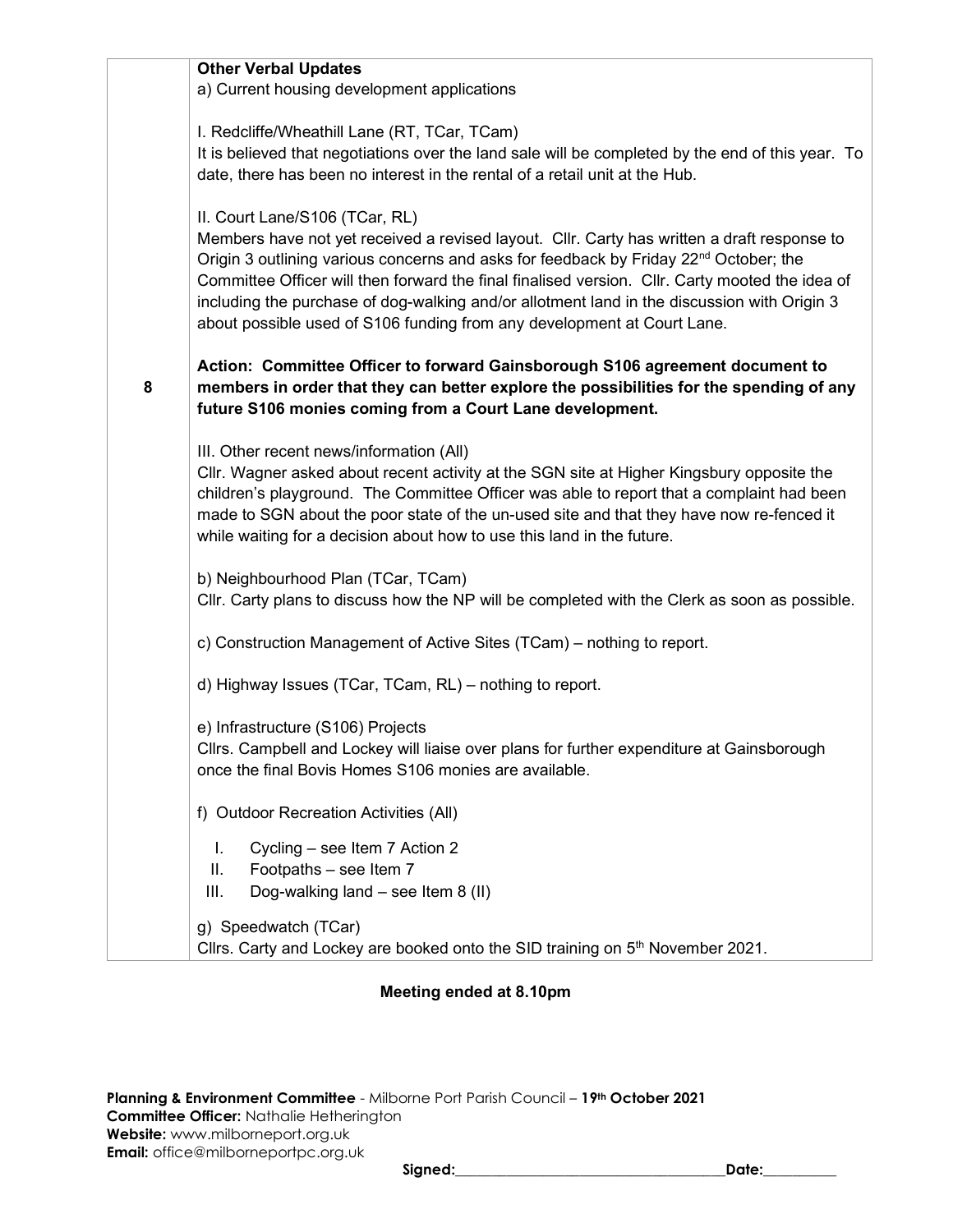| | |
|---|---|
| 8 | **Other Verbal Updates**<br>a) Current housing development applications<br><br>I. Redcliffe/Wheathill Lane (RT, TCar, TCam)<br>It is believed that negotiations over the land sale will be completed by the end of this year. To date, there has been no interest in the rental of a retail unit at the Hub.<br><br>II. Court Lane/S106 (TCar, RL)<br>Members have not yet received a revised layout. Cllr. Carty has written a draft response to Origin 3 outlining various concerns and asks for feedback by Friday 22nd October; the Committee Officer will then forward the final finalised version. Cllr. Carty mooted the idea of including the purchase of dog-walking and/or allotment land in the discussion with Origin 3 about possible used of S106 funding from any development at Court Lane.<br><br>**Action: Committee Officer to forward Gainsborough S106 agreement document to members in order that they can better explore the possibilities for the spending of any future S106 monies coming from a Court Lane development.**<br><br>III. Other recent news/information (All)<br>Cllr. Wagner asked about recent activity at the SGN site at Higher Kingsbury opposite the children's playground. The Committee Officer was able to report that a complaint had been made to SGN about the poor state of the un-used site and that they have now re-fenced it while waiting for a decision about how to use this land in the future.<br><br>b) Neighbourhood Plan (TCar, TCam)<br>Cllr. Carty plans to discuss how the NP will be completed with the Clerk as soon as possible.<br><br>c) Construction Management of Active Sites (TCam) – nothing to report.<br><br>d) Highway Issues (TCar, TCam, RL) – nothing to report.<br><br>e) Infrastructure (S106) Projects<br>Cllrs. Campbell and Lockey will liaise over plans for further expenditure at Gainsborough once the final Bovis Homes S106 monies are available.<br><br>f) Outdoor Recreation Activities (All)<br><br>I. Cycling – see Item 7 Action 2<br>II. Footpaths – see Item 7<br>III. Dog-walking land – see Item 8 (II)<br><br>g) Speedwatch (TCar)<br>Cllrs. Carty and Lockey are booked onto the SID training on 5th November 2021. |

**Meeting ended at 8.10pm**

**Planning & Environment Committee** - Milborne Port Parish Council – **19th October 2021**
**Committee Officer:** Nathalie Hetherington
**Website:** www.milborneport.org.uk
**Email:** office@milborneportpc.org.uk

**Signed:**_____________________________________ **Date:**__________